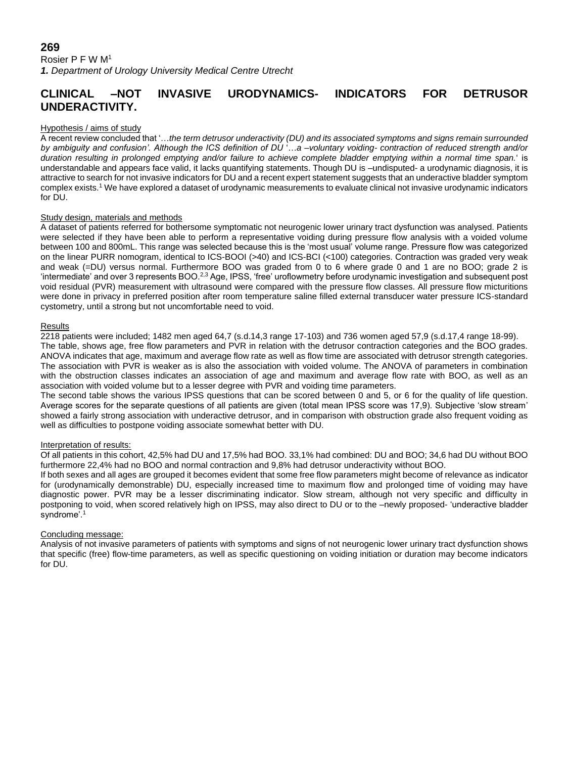**269**

Rosier P F W M[1]

***1.** Department of Urology University Medical Centre Utrecht*

# CLINICAL –NOT INVASIVE URODYNAMICS- INDICATORS FOR DETRUSOR UNDERACTIVITY.

## Hypothesis / aims of study

A recent review concluded that '…*the term detrusor underactivity (DU) and its associated symptoms and signs remain surrounded by ambiguity and confusion'. Although the ICS definition of DU* '…*a –voluntary voiding- contraction of reduced strength and/or duration resulting in prolonged emptying and/or failure to achieve complete bladder emptying within a normal time span.*' is understandable and appears face valid, it lacks quantifying statements. Though DU is –undisputed- a urodynamic diagnosis, it is attractive to search for not invasive indicators for DU and a recent expert statement suggests that an underactive bladder symptom complex exists.[1] We have explored a dataset of urodynamic measurements to evaluate clinical not invasive urodynamic indicators for DU.

## Study design, materials and methods

A dataset of patients referred for bothersome symptomatic not neurogenic lower urinary tract dysfunction was analysed. Patients were selected if they have been able to perform a representative voiding during pressure flow analysis with a voided volume between 100 and 800mL. This range was selected because this is the 'most usual' volume range. Pressure flow was categorized on the linear PURR nomogram, identical to ICS-BOOI (>40) and ICS-BCI (<100) categories. Contraction was graded very weak and weak (=DU) versus normal. Furthermore BOO was graded from 0 to 6 where grade 0 and 1 are no BOO; grade 2 is 'intermediate' and over 3 represents BOO.[2,3] Age, IPSS, 'free' uroflowmetry before urodynamic investigation and subsequent post void residual (PVR) measurement with ultrasound were compared with the pressure flow classes. All pressure flow micturitions were done in privacy in preferred position after room temperature saline filled external transducer water pressure ICS-standard cystometry, until a strong but not uncomfortable need to void.

## Results

2218 patients were included; 1482 men aged 64,7 (s.d.14,3 range 17-103) and 736 women aged 57,9 (s.d.17,4 range 18-99).

The table, shows age, free flow parameters and PVR in relation with the detrusor contraction categories and the BOO grades. ANOVA indicates that age, maximum and average flow rate as well as flow time are associated with detrusor strength categories. The association with PVR is weaker as is also the association with voided volume. The ANOVA of parameters in combination with the obstruction classes indicates an association of age and maximum and average flow rate with BOO, as well as an association with voided volume but to a lesser degree with PVR and voiding time parameters.

The second table shows the various IPSS questions that can be scored between 0 and 5, or 6 for the quality of life question. Average scores for the separate questions of all patients are given (total mean IPSS score was 17,9). Subjective 'slow stream' showed a fairly strong association with underactive detrusor, and in comparison with obstruction grade also frequent voiding as well as difficulties to postpone voiding associate somewhat better with DU.

## Interpretation of results:

Of all patients in this cohort, 42,5% had DU and 17,5% had BOO. 33,1% had combined: DU and BOO; 34,6 had DU without BOO furthermore 22,4% had no BOO and normal contraction and 9,8% had detrusor underactivity without BOO.

If both sexes and all ages are grouped it becomes evident that some free flow parameters might become of relevance as indicator for (urodynamically demonstrable) DU, especially increased time to maximum flow and prolonged time of voiding may have diagnostic power. PVR may be a lesser discriminating indicator. Slow stream, although not very specific and difficulty in postponing to void, when scored relatively high on IPSS, may also direct to DU or to the –newly proposed- 'underactive bladder syndrome'.[1]

## Concluding message:

Analysis of not invasive parameters of patients with symptoms and signs of not neurogenic lower urinary tract dysfunction shows that specific (free) flow-time parameters, as well as specific questioning on voiding initiation or duration may become indicators for DU.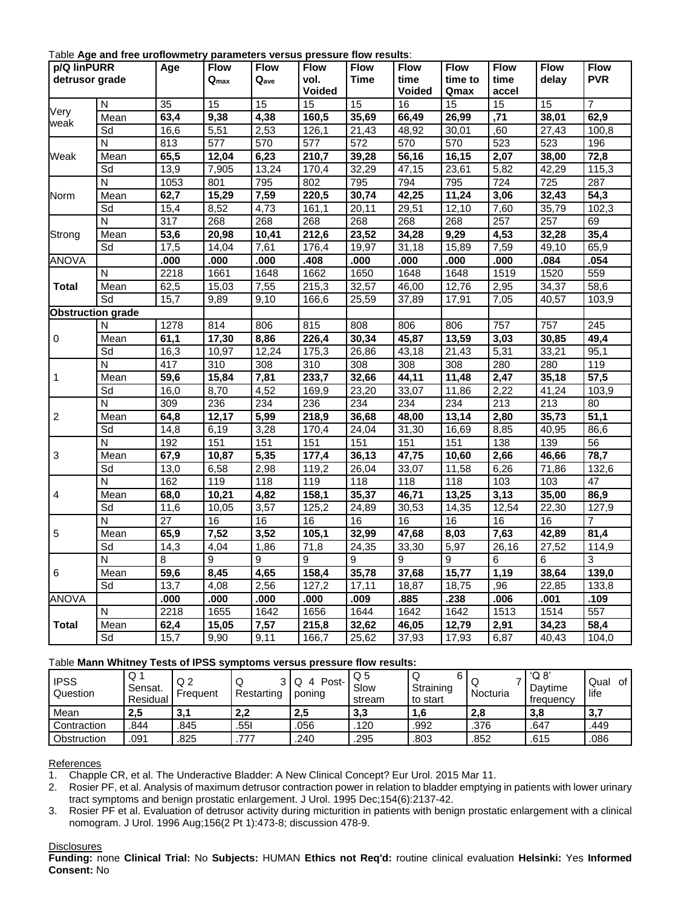Table **Age and free uroflowmetry parameters versus pressure flow results**:

| p/Q linPURR detrusor grade | | Age | Flow $Q_{max}$ | Flow $Q_{ave}$ | Flow vol. Voided | Flow Time | Flow time Voided | Flow time to Qmax | Flow time accel | Flow delay | Flow PVR |
|---|---|---|---|---|---|---|---|---|---|---|---|
| Very weak | N | 35 | 15 | 15 | 15 | 15 | 16 | 15 | 15 | 15 | 7 |
| | Mean | **63,4** | **9,38** | **4,38** | **160,5** | **35,69** | **66,49** | **26,99** | **,71** | **38,01** | **62,9** |
| | Sd | 16,6 | 5,51 | 2,53 | 126,1 | 21,43 | 48,92 | 30,01 | ,60 | 27,43 | 100,8 |
| Weak | N | 813 | 577 | 570 | 577 | 572 | 570 | 570 | 523 | 523 | 196 |
| | Mean | **65,5** | **12,04** | **6,23** | **210,7** | **39,28** | **56,16** | **16,15** | **2,07** | **38,00** | **72,8** |
| | Sd | 13,9 | 7,905 | 13,24 | 170,4 | 32,29 | 47,15 | 23,61 | 5,82 | 42,29 | 115,3 |
| Norm | N | 1053 | 801 | 795 | 802 | 795 | 794 | 795 | 724 | 725 | 287 |
| | Mean | **62,7** | **15,29** | **7,59** | **220,5** | **30,74** | **42,25** | **11,24** | **3,06** | **32,43** | **54,3** |
| | Sd | 15,4 | 8,52 | 4,73 | 161,1 | 20,11 | 29,51 | 12,10 | 7,60 | 35,79 | 102,3 |
| Strong | N | 317 | 268 | 268 | 268 | 268 | 268 | 268 | 257 | 257 | 69 |
| | Mean | **53,6** | **20,98** | **10,41** | **212,6** | **23,52** | **34,28** | **9,29** | **4,53** | **32,28** | **35,4** |
| | Sd | 17,5 | 14,04 | 7,61 | 176,4 | 19,97 | 31,18 | 15,89 | 7,59 | 49,10 | 65,9 |
| ANOVA | | **.000** | **.000** | **.000** | **.408** | **.000** | **.000** | **.000** | **.000** | **.084** | **.054** |
| **Total** | N | 2218 | 1661 | 1648 | 1662 | 1650 | 1648 | 1648 | 1519 | 1520 | 559 |
| | Mean | 62,5 | 15,03 | 7,55 | 215,3 | 32,57 | 46,00 | 12,76 | 2,95 | 34,37 | 58,6 |
| | Sd | 15,7 | 9,89 | 9,10 | 166,6 | 25,59 | 37,89 | 17,91 | 7,05 | 40,57 | 103,9 |
| **Obstruction grade** | | | | | | | | | | | |
| 0 | N | 1278 | 814 | 806 | 815 | 808 | 806 | 806 | 757 | 757 | 245 |
| | Mean | **61,1** | **17,30** | **8,86** | **226,4** | **30,34** | **45,87** | **13,59** | **3,03** | **30,85** | **49,4** |
| | Sd | 16,3 | 10,97 | 12,24 | 175,3 | 26,86 | 43,18 | 21,43 | 5,31 | 33,21 | 95,1 |
| 1 | N | 417 | 310 | 308 | 310 | 308 | 308 | 308 | 280 | 280 | 119 |
| | Mean | **59,6** | **15,84** | **7,81** | **233,7** | **32,66** | **44,11** | **11,48** | **2,47** | **35,18** | **57,5** |
| | Sd | 16,0 | 8,70 | 4,52 | 169,9 | 23,20 | 33,07 | 11,86 | 2,22 | 41,24 | 103,9 |
| 2 | N | 309 | 236 | 234 | 236 | 234 | 234 | 234 | 213 | 213 | 80 |
| | Mean | **64,8** | **12,17** | **5,99** | **218,9** | **36,68** | **48,00** | **13,14** | **2,80** | **35,73** | **51,1** |
| | Sd | 14,8 | 6,19 | 3,28 | 170,4 | 24,04 | 31,30 | 16,69 | 8,85 | 40,95 | 86,6 |
| 3 | N | 192 | 151 | 151 | 151 | 151 | 151 | 151 | 138 | 139 | 56 |
| | Mean | **67,9** | **10,87** | **5,35** | **177,4** | **36,13** | **47,75** | **10,60** | **2,66** | **46,66** | **78,7** |
| | Sd | 13,0 | 6,58 | 2,98 | 119,2 | 26,04 | 33,07 | 11,58 | 6,26 | 71,86 | 132,6 |
| 4 | N | 162 | 119 | 118 | 119 | 118 | 118 | 118 | 103 | 103 | 47 |
| | Mean | **68,0** | **10,21** | **4,82** | **158,1** | **35,37** | **46,71** | **13,25** | **3,13** | **35,00** | **86,9** |
| | Sd | 11,6 | 10,05 | 3,57 | 125,2 | 24,89 | 30,53 | 14,35 | 12,54 | 22,30 | 127,9 |
| 5 | N | 27 | 16 | 16 | 16 | 16 | 16 | 16 | 16 | 16 | 7 |
| | Mean | **65,9** | **7,52** | **3,52** | **105,1** | **32,99** | **47,68** | **8,03** | **7,63** | **42,89** | **81,4** |
| | Sd | 14,3 | 4,04 | 1,86 | 71,8 | 24,35 | 33,30 | 5,97 | 26,16 | 27,52 | 114,9 |
| 6 | N | 8 | 9 | 9 | 9 | 9 | 9 | 9 | 6 | 6 | 3 |
| | Mean | **59,6** | **8,45** | **4,65** | **158,4** | **35,78** | **37,68** | **15,77** | **1,19** | **38,64** | **139,0** |
| | Sd | 13,7 | 4,08 | 2,56 | 127,2 | 17,11 | 18,87 | 18,75 | ,96 | 22,85 | 133,8 |
| ANOVA | | **.000** | **.000** | **.000** | **.000** | **.009** | **.885** | **.238** | **.006** | **.001** | **.109** |
| **Total** | N | 2218 | 1655 | 1642 | 1656 | 1644 | 1642 | 1642 | 1513 | 1514 | 557 |
| | Mean | 62,4 | 15,05 | 7,57 | 215,8 | 32,62 | 46,05 | 12,79 | 2,91 | 34,23 | 58,4 |
| | Sd | 15,7 | 9,90 | 9,11 | 166,7 | 25,62 | 37,93 | 17,93 | 6,87 | 40,43 | 104,0 |

Table **Mann Whitney Tests of IPSS symptoms versus pressure flow results:**

| IPSS Question | Q 1 Sensat. Residual | Q 2 Frequent | Q 3 Restarting | Q 4 Post-poning | Q 5 Slow stream | Q 6 Straining to start | Q 7 Nocturia | 'Q 8' Daytime frequency | Qual of life |
|---|---|---|---|---|---|---|---|---|---|
| Mean | **2,5** | **3,1** | **2,2** | **2,5** | **3,3** | **1,6** | **2,8** | **3,8** | **3,7** |
| Contraction | .844 | .845 | .55l | .056 | .120 | .992 | .376 | .647 | .449 |
| Obstruction | .091 | .825 | .777 | .240 | .295 | .803 | .852 | .615 | .086 |

References

1. Chapple CR, et al. The Underactive Bladder: A New Clinical Concept? Eur Urol. 2015 Mar 11.
2. Rosier PF, et al. Analysis of maximum detrusor contraction power in relation to bladder emptying in patients with lower urinary tract symptoms and benign prostatic enlargement. J Urol. 1995 Dec;154(6):2137-42.
3. Rosier PF et al. Evaluation of detrusor activity during micturition in patients with benign prostatic enlargement with a clinical nomogram. J Urol. 1996 Aug;156(2 Pt 1):473-8; discussion 478-9.

Disclosures

**Funding:** none **Clinical Trial:** No **Subjects:** HUMAN **Ethics not Req'd:** routine clinical evaluation **Helsinki:** Yes **Informed Consent:** No